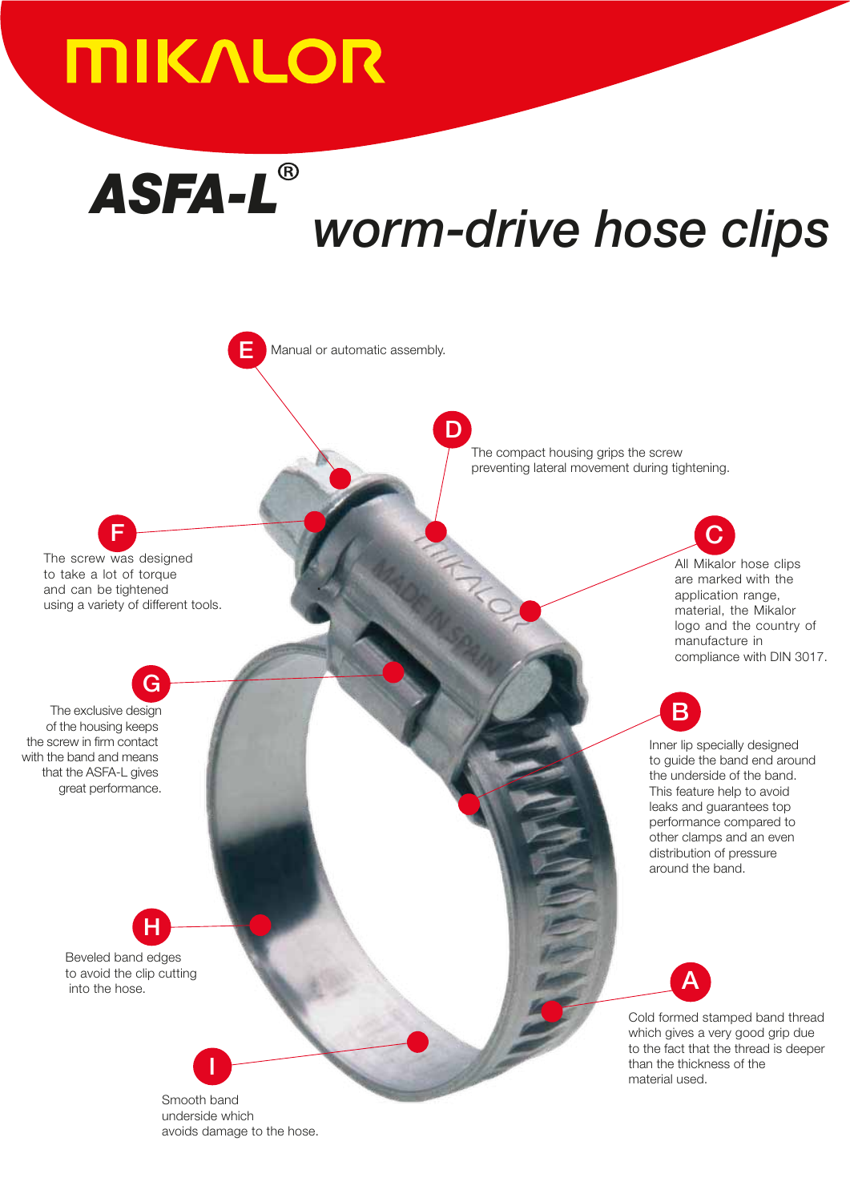# MIKALOR

## ASFA-L® worm-drive hose clips

**E** Manual or automatic assembly.

**D** The compact housing grips the screw preventing lateral movement during tightening.

**F** The screw was designed to take a lot of torque and can be tightened using a variety of different tools.

**C** All Mikalor hose clips are marked with the application range, material, the Mikalor logo and the country of manufacture in compliance with DIN 3017.

**G** The exclusive design of the housing keeps the screw in firm contact with the band and means that the ASFA-L gives great performance.

**B** Inner lip specially designed to guide the band end around the underside of the band. This feature help to avoid leaks and guarantees top performance compared to other clamps and an even distribution of pressure around the band.

**H** Beveled band edges to avoid the clip cutting into the hose.

**A** Cold formed stamped band thread which gives a very good grip due to the fact that the thread is deeper than the thickness of the material used.

**I** Smooth band underside which avoids damage to the hose.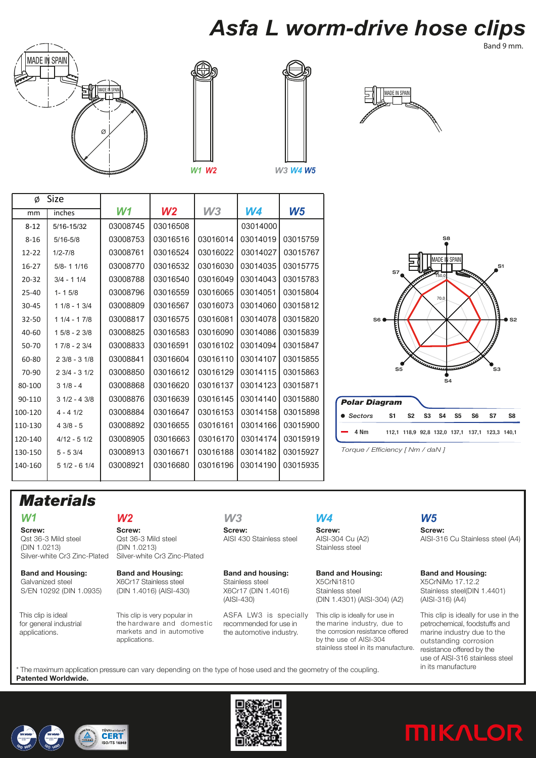# Asfa L worm-drive hose clips

Band 9 mm.

MADE IN SPAIN

Ø

W1 W2

W3 W4 W5

| Ø Size | | W1 | W2 | W3 | W4 | W5 |
|---|---|---|---|---|---|---|
| mm | inches | | | | | |
| 8-12 | 5/16-15/32 | 03008745 | 03016508 | | 03014000 | |
| 8-16 | 5/16-5/8 | 03008753 | 03016516 | 03016014 | 03014019 | 03015759 |
| 12-22 | 1/2-7/8 | 03008761 | 03016524 | 03016022 | 03014027 | 03015767 |
| 16-27 | 5/8- 1 1/16 | 03008770 | 03016532 | 03016030 | 03014035 | 03015775 |
| 20-32 | 3/4 - 1 1/4 | 03008788 | 03016540 | 03016049 | 03014043 | 03015783 |
| 25-40 | 1- 1 5/8 | 03008796 | 03016559 | 03016065 | 03014051 | 03015804 |
| 30-45 | 1 1/8 - 1 3/4 | 03008809 | 03016567 | 03016073 | 03014060 | 03015812 |
| 32-50 | 1 1/4 - 1 7/8 | 03008817 | 03016575 | 03016081 | 03014078 | 03015820 |
| 40-60 | 1 5/8 - 2 3/8 | 03008825 | 03016583 | 03016090 | 03014086 | 03015839 |
| 50-70 | 1 7/8 - 2 3/4 | 03008833 | 03016591 | 03016102 | 03014094 | 03015847 |
| 60-80 | 2 3/8 - 3 1/8 | 03008841 | 03016604 | 03016110 | 03014107 | 03015855 |
| 70-90 | 2 3/4 - 3 1/2 | 03008850 | 03016612 | 03016129 | 03014115 | 03015863 |
| 80-100 | 3 1/8 - 4 | 03008868 | 03016620 | 03016137 | 03014123 | 03015871 |
| 90-110 | 3 1/2 - 4 3/8 | 03008876 | 03016639 | 03016145 | 03014140 | 03015880 |
| 100-120 | 4 - 4 1/2 | 03008884 | 03016647 | 03016153 | 03014158 | 03015898 |
| 110-130 | 4 3/8 - 5 | 03008892 | 03016655 | 03016161 | 03014166 | 03015900 |
| 120-140 | 4/12 - 5 1/2 | 03008905 | 03016663 | 03016170 | 03014174 | 03015919 |
| 130-150 | 5 - 5 3/4 | 03008913 | 03016671 | 03016188 | 03014182 | 03015927 |
| 140-160 | 5 1/2 - 6 1/4 | 03008921 | 03016680 | 03016196 | 03014190 | 03015935 |

S8 S1 S2 S3 S4 S5 S6 S7

150,0

70,0

**Polar Diagram**

| Sectors | S1 | S2 | S3 | S4 | S5 | S6 | S7 | S8 |
|---|---|---|---|---|---|---|---|---|
| 4 Nm | 112,1 | 118,9 | 92,8 | 132,0 | 137,1 | 137,1 | 123,3 | 140,1 |

*Torque / Efficiency [ Nm / daN ]*

## Materials

### W1

**Screw:**
Qst 36-3 Mild steel
(DIN 1.0213)
Silver-white Cr3 Zinc-Plated

**Band and Housing:**
Galvanized steel
S/EN 10292 (DIN 1.0935)

This clip is ideal for general industrial applications.

### W2

**Screw:**
Qst 36-3 Mild steel
(DIN 1.0213)
Silver-white Cr3 Zinc-Plated

**Band and Housing:**
X6Cr17 Stainless steel
(DIN 1.4016) (AISI-430)

This clip is very popular in the hardware and domestic markets and in automotive applications.

### W3

**Screw:**
AISI 430 Stainless steel

**Band and housing:**
Stainless steel
X6Cr17 (DIN 1.4016)
(AISI-430)

ASFA LW3 is specially recommended for use in the automotive industry.

### W4

**Screw:**
AISI-304 Cu (A2)
Stainless steel

**Band and Housing:**
X5CrNi1810
Stainless steel
(DIN 1.4301) (AISI-304) (A2)

This clip is ideally for use in the marine industry, due to the corrosion resistance offered by the use of AISI-304 stainless steel in its manufacture.

### W5

**Screw:**
AISI-316 Cu Stainless steel (A4)

**Band and Housing:**
X5CrNiMo 17.12.2
Stainless steel(DIN 1.4401)
(AISI-316) (A4)

This clip is ideally for use in the petrochemical, foodstuffs and marine industry due to the outstanding corrosion resistance offered by the use of AISI-316 stainless steel in its manufacture

* The maximum application pressure can vary depending on the type of hose used and the geometry of the coupling.
**Patented Worldwide.**

MIKALOR